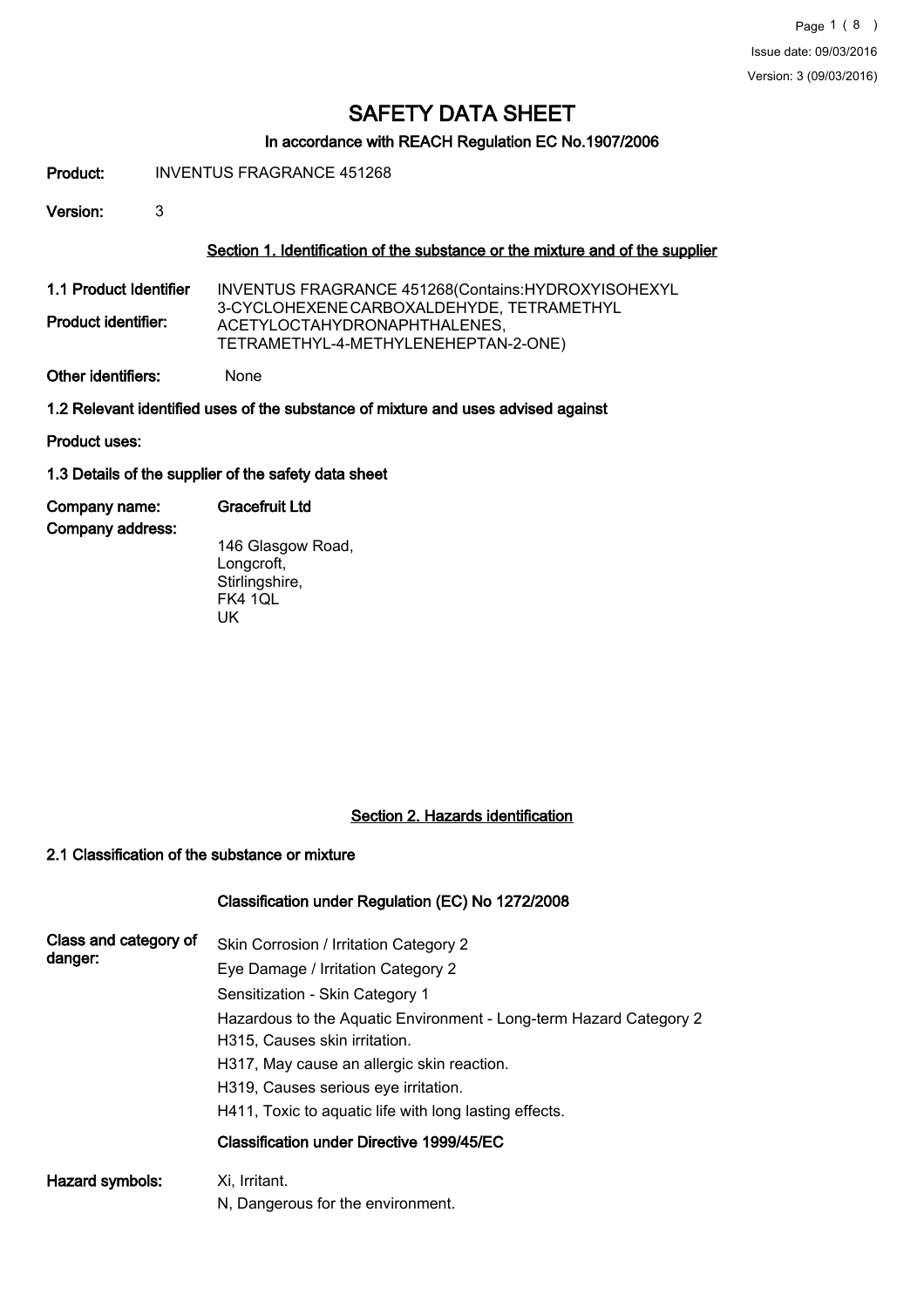# SAFETY DATA SHEET

## In accordance with REACH Regulation EC No.1907/2006

**Product:** INVENTUS FRAGRANCE 451268

**Version:** 3

### Section 1. Identification of the substance or the mixture and of the supplier

**1.1 Product Identifier**

**Product identifier:** INVENTUS FRAGRANCE 451268(Contains:HYDROXYISOHEXYL 3-CYCLOHEXENE CARBOXALDEHYDE, TETRAMETHYL ACETYLOCTAHYDRONAPHTHALENES, TETRAMETHYL-4-METHYLENEHEPTAN-2-ONE)

**Other identifiers:** None

**1.2 Relevant identified uses of the substance of mixture and uses advised against**

**Product uses:**

**1.3 Details of the supplier of the safety data sheet**

**Company name:** **Gracefruit Ltd**

**Company address:**

146 Glasgow Road,
Longcroft,
Stirlingshire,
FK4 1QL
UK

### Section 2. Hazards identification

**2.1 Classification of the substance or mixture**

**Classification under Regulation (EC) No 1272/2008**

**Class and category of danger:**

Skin Corrosion / Irritation Category 2

Eye Damage / Irritation Category 2

Sensitization - Skin Category 1

Hazardous to the Aquatic Environment - Long-term Hazard Category 2

H315, Causes skin irritation.

H317, May cause an allergic skin reaction.

H319, Causes serious eye irritation.

H411, Toxic to aquatic life with long lasting effects.

**Classification under Directive 1999/45/EC**

**Hazard symbols:**

Xi, Irritant.

N, Dangerous for the environment.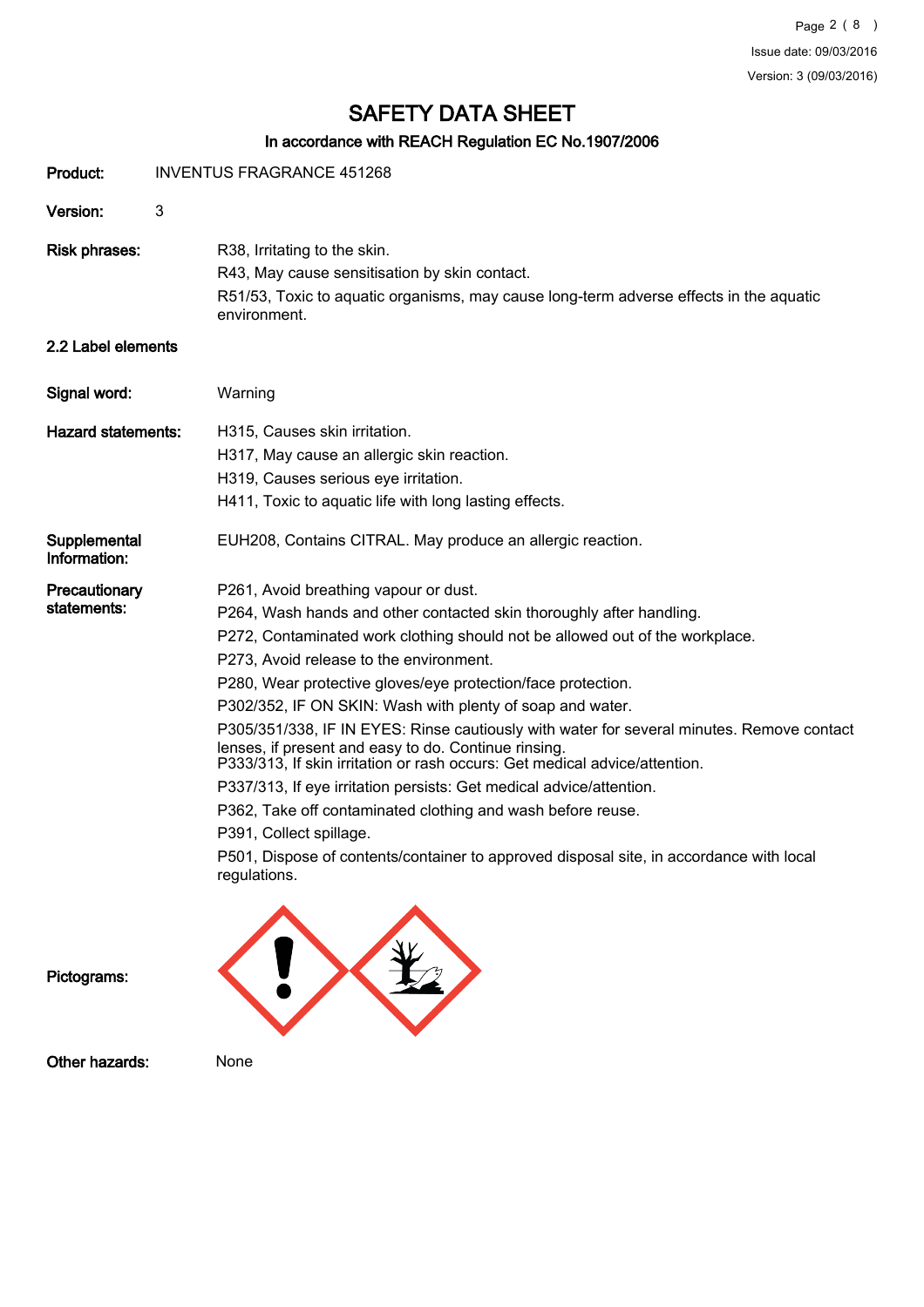# SAFETY DATA SHEET

## In accordance with REACH Regulation EC No.1907/2006

**Product:** INVENTUS FRAGRANCE 451268

**Version:** 3

**Risk phrases:**
R38, Irritating to the skin.
R43, May cause sensitisation by skin contact.
R51/53, Toxic to aquatic organisms, may cause long-term adverse effects in the aquatic environment.

### 2.2 Label elements

**Signal word:** Warning

**Hazard statements:**
H315, Causes skin irritation.
H317, May cause an allergic skin reaction.
H319, Causes serious eye irritation.
H411, Toxic to aquatic life with long lasting effects.

**Supplemental Information:** EUH208, Contains CITRAL. May produce an allergic reaction.

**Precautionary statements:**
P261, Avoid breathing vapour or dust.
P264, Wash hands and other contacted skin thoroughly after handling.
P272, Contaminated work clothing should not be allowed out of the workplace.
P273, Avoid release to the environment.
P280, Wear protective gloves/eye protection/face protection.
P302/352, IF ON SKIN: Wash with plenty of soap and water.
P305/351/338, IF IN EYES: Rinse cautiously with water for several minutes. Remove contact lenses, if present and easy to do. Continue rinsing.
P333/313, If skin irritation or rash occurs: Get medical advice/attention.
P337/313, If eye irritation persists: Get medical advice/attention.
P362, Take off contaminated clothing and wash before reuse.
P391, Collect spillage.
P501, Dispose of contents/container to approved disposal site, in accordance with local regulations.

**Pictograms:**

**Other hazards:** None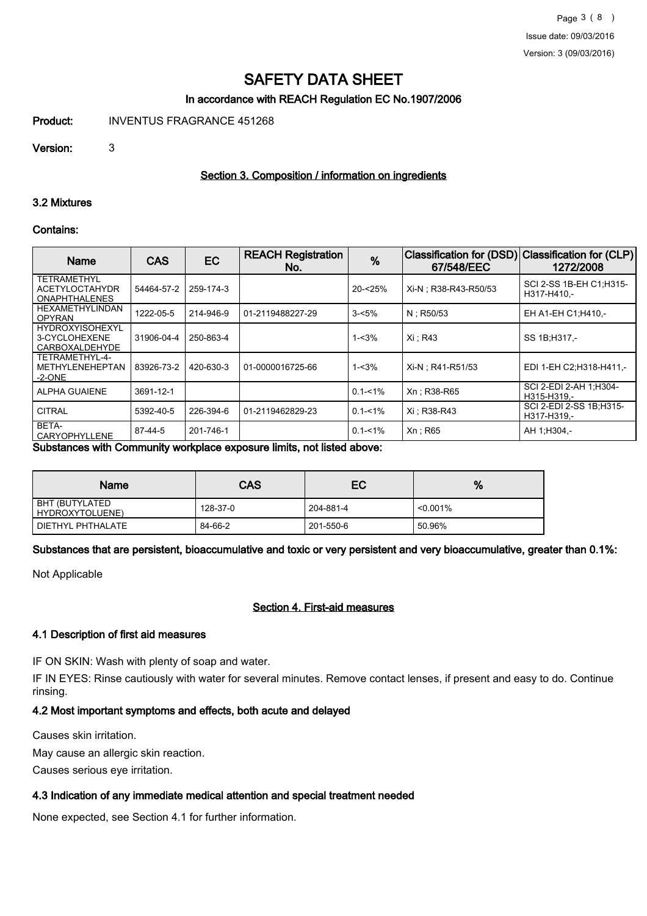# SAFETY DATA SHEET

**In accordance with REACH Regulation EC No.1907/2006**

**Product:** INVENTUS FRAGRANCE 451268

**Version:** 3

## Section 3. Composition / information on ingredients

### 3.2 Mixtures

**Contains:**

| Name | CAS | EC | REACH Registration No. | % | Classification for (DSD) 67/548/EEC | Classification for (CLP) 1272/2008 |
|---|---|---|---|---|---|---|
| TETRAMETHYL ACETYLOCTAHYDRONAPHTHALENES | 54464-57-2 | 259-174-3 | | 20-<25% | Xi-N ; R38-R43-R50/53 | SCI 2-SS 1B-EH C1;H315-H317-H410,- |
| HEXAMETHYLINDANOPYRAN | 1222-05-5 | 214-946-9 | 01-2119488227-29 | 3-<5% | N ; R50/53 | EH A1-EH C1;H410,- |
| HYDROXYISOHEXYL 3-CYCLOHEXENE CARBOXALDEHYDE | 31906-04-4 | 250-863-4 | | 1-<3% | Xi ; R43 | SS 1B;H317,- |
| TETRAMETHYL-4-METHYLENEHEPTAN-2-ONE | 83926-73-2 | 420-630-3 | 01-0000016725-66 | 1-<3% | Xi-N ; R41-R51/53 | EDI 1-EH C2;H318-H411,- |
| ALPHA GUAIENE | 3691-12-1 | | | 0.1-<1% | Xn ; R38-R65 | SCI 2-EDI 2-AH 1;H304-H315-H319,- |
| CITRAL | 5392-40-5 | 226-394-6 | 01-2119462829-23 | 0.1-<1% | Xi ; R38-R43 | SCI 2-EDI 2-SS 1B;H315-H317-H319,- |
| BETA-CARYOPHYLLENE | 87-44-5 | 201-746-1 | | 0.1-<1% | Xn ; R65 | AH 1;H304,- |

**Substances with Community workplace exposure limits, not listed above:**

| Name | CAS | EC | % |
|---|---|---|---|
| BHT (BUTYLATED HYDROXYTOLUENE) | 128-37-0 | 204-881-4 | <0.001% |
| DIETHYL PHTHALATE | 84-66-2 | 201-550-6 | 50.96% |

**Substances that are persistent, bioaccumulative and toxic or very persistent and very bioaccumulative, greater than 0.1%:**

Not Applicable

## Section 4. First-aid measures

### 4.1 Description of first aid measures

IF ON SKIN: Wash with plenty of soap and water.

IF IN EYES: Rinse cautiously with water for several minutes. Remove contact lenses, if present and easy to do. Continue rinsing.

### 4.2 Most important symptoms and effects, both acute and delayed

Causes skin irritation.

May cause an allergic skin reaction.

Causes serious eye irritation.

### 4.3 Indication of any immediate medical attention and special treatment needed

None expected, see Section 4.1 for further information.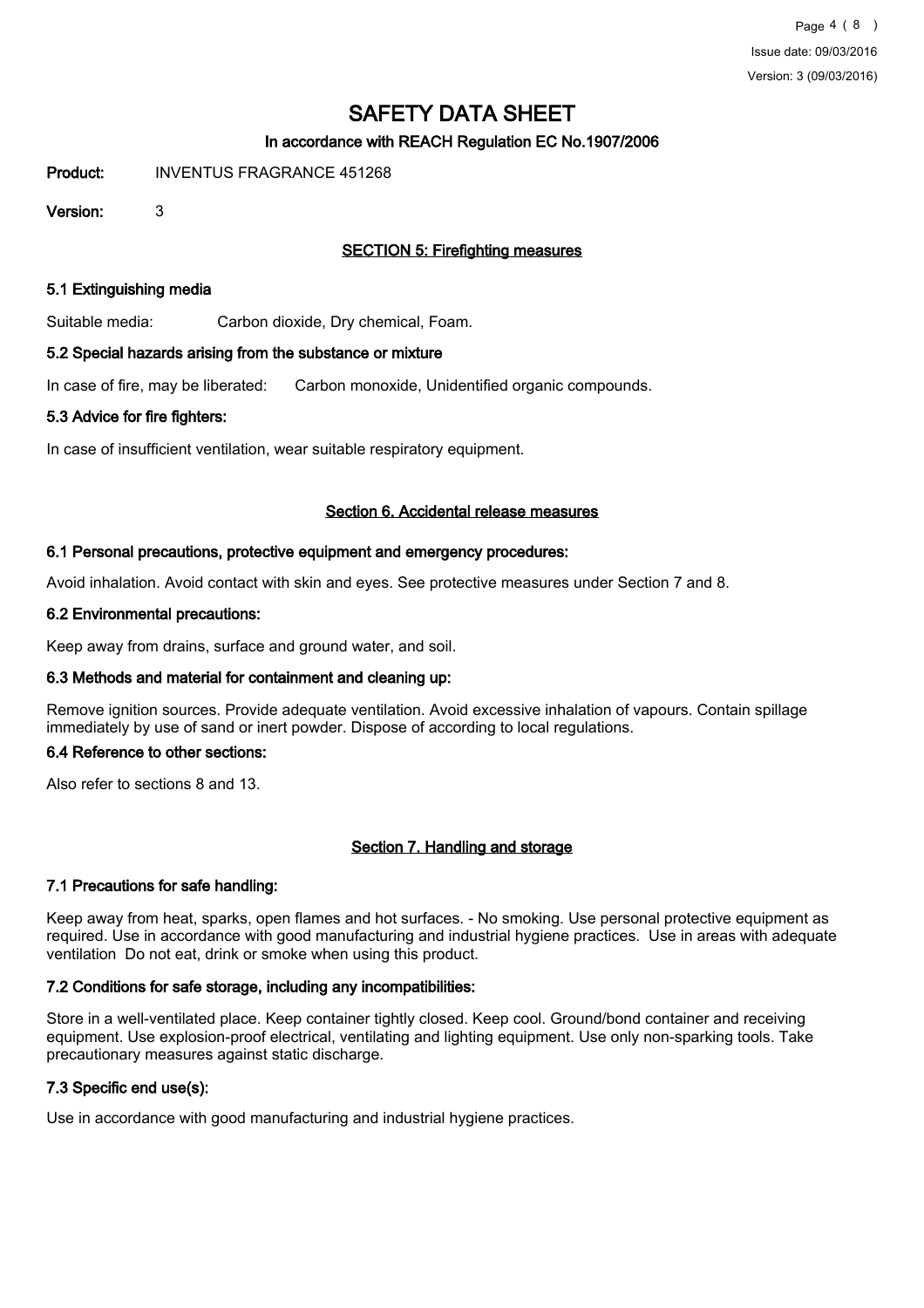# SAFETY DATA SHEET

**In accordance with REACH Regulation EC No.1907/2006**

**Product:** INVENTUS FRAGRANCE 451268

**Version:** 3

## SECTION 5: Firefighting measures

### 5.1 Extinguishing media

Suitable media: Carbon dioxide, Dry chemical, Foam.

### 5.2 Special hazards arising from the substance or mixture

In case of fire, may be liberated: Carbon monoxide, Unidentified organic compounds.

### 5.3 Advice for fire fighters:

In case of insufficient ventilation, wear suitable respiratory equipment.

## Section 6. Accidental release measures

### 6.1 Personal precautions, protective equipment and emergency procedures:

Avoid inhalation. Avoid contact with skin and eyes. See protective measures under Section 7 and 8.

### 6.2 Environmental precautions:

Keep away from drains, surface and ground water, and soil.

### 6.3 Methods and material for containment and cleaning up:

Remove ignition sources. Provide adequate ventilation. Avoid excessive inhalation of vapours. Contain spillage immediately by use of sand or inert powder. Dispose of according to local regulations.

### 6.4 Reference to other sections:

Also refer to sections 8 and 13.

## Section 7. Handling and storage

### 7.1 Precautions for safe handling:

Keep away from heat, sparks, open flames and hot surfaces. - No smoking. Use personal protective equipment as required. Use in accordance with good manufacturing and industrial hygiene practices. Use in areas with adequate ventilation Do not eat, drink or smoke when using this product.

### 7.2 Conditions for safe storage, including any incompatibilities:

Store in a well-ventilated place. Keep container tightly closed. Keep cool. Ground/bond container and receiving equipment. Use explosion-proof electrical, ventilating and lighting equipment. Use only non-sparking tools. Take precautionary measures against static discharge.

### 7.3 Specific end use(s):

Use in accordance with good manufacturing and industrial hygiene practices.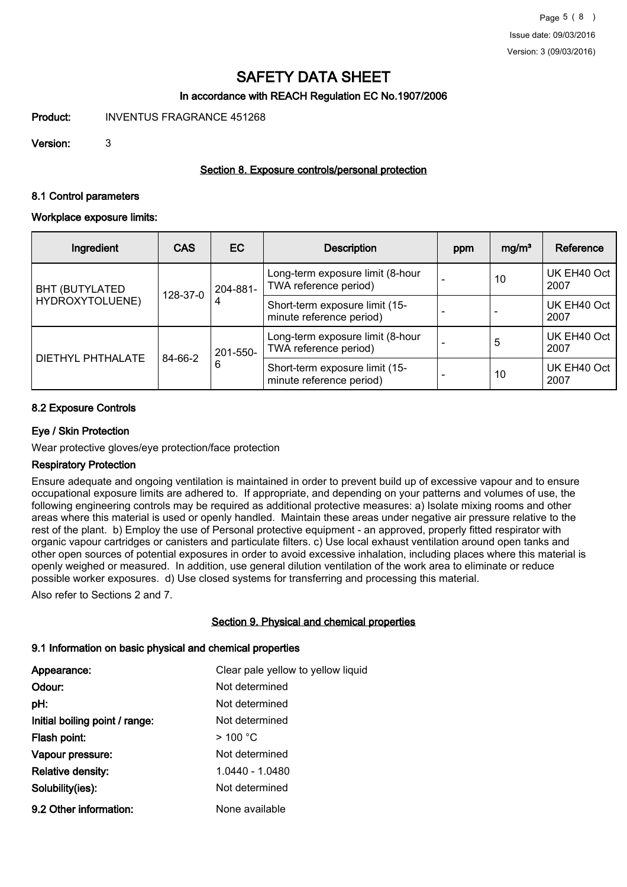# SAFETY DATA SHEET

**In accordance with REACH Regulation EC No.1907/2006**

**Product:** INVENTUS FRAGRANCE 451268

**Version:** 3

## Section 8. Exposure controls/personal protection

### 8.1 Control parameters

#### Workplace exposure limits:

| Ingredient | CAS | EC | Description | ppm | mg/m³ | Reference |
|---|---|---|---|---|---|---|
| BHT (BUTYLATED HYDROXYTOLUENE) | 128-37-0 | 204-881-4 | Long-term exposure limit (8-hour TWA reference period) | - | 10 | UK EH40 Oct 2007 |
| | | | Short-term exposure limit (15-minute reference period) | - | - | UK EH40 Oct 2007 |
| DIETHYL PHTHALATE | 84-66-2 | 201-550-6 | Long-term exposure limit (8-hour TWA reference period) | - | 5 | UK EH40 Oct 2007 |
| | | | Short-term exposure limit (15-minute reference period) | - | 10 | UK EH40 Oct 2007 |

### 8.2 Exposure Controls

#### Eye / Skin Protection

Wear protective gloves/eye protection/face protection

#### Respiratory Protection

Ensure adequate and ongoing ventilation is maintained in order to prevent build up of excessive vapour and to ensure occupational exposure limits are adhered to. If appropriate, and depending on your patterns and volumes of use, the following engineering controls may be required as additional protective measures: a) Isolate mixing rooms and other areas where this material is used or openly handled. Maintain these areas under negative air pressure relative to the rest of the plant. b) Employ the use of Personal protective equipment - an approved, properly fitted respirator with organic vapour cartridges or canisters and particulate filters. c) Use local exhaust ventilation around open tanks and other open sources of potential exposures in order to avoid excessive inhalation, including places where this material is openly weighed or measured. In addition, use general dilution ventilation of the work area to eliminate or reduce possible worker exposures. d) Use closed systems for transferring and processing this material.

Also refer to Sections 2 and 7.

## Section 9. Physical and chemical properties

### 9.1 Information on basic physical and chemical properties

**Appearance:** Clear pale yellow to yellow liquid

**Odour:** Not determined

**pH:** Not determined

**Initial boiling point / range:** Not determined

**Flash point:** > 100 °C

**Vapour pressure:** Not determined

**Relative density:** 1.0440 - 1.0480

**Solubility(ies):** Not determined

**9.2 Other information:** None available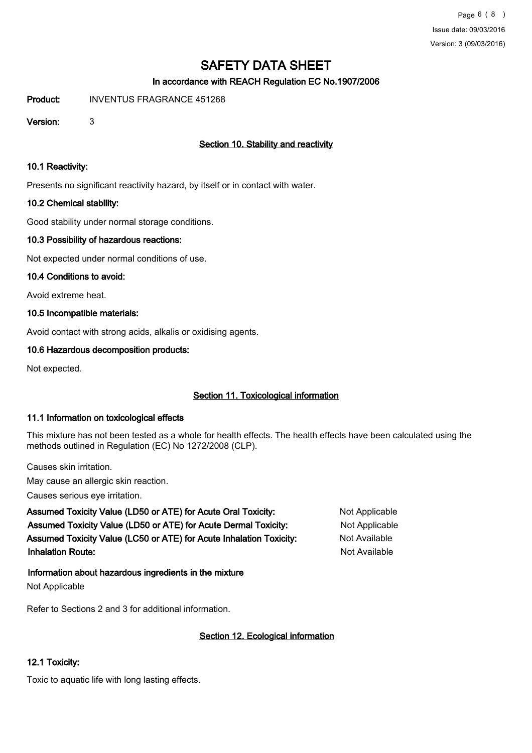# SAFETY DATA SHEET

**In accordance with REACH Regulation EC No.1907/2006**

**Product:** INVENTUS FRAGRANCE 451268

**Version:** 3

## Section 10. Stability and reactivity

### 10.1 Reactivity:

Presents no significant reactivity hazard, by itself or in contact with water.

### 10.2 Chemical stability:

Good stability under normal storage conditions.

### 10.3 Possibility of hazardous reactions:

Not expected under normal conditions of use.

### 10.4 Conditions to avoid:

Avoid extreme heat.

### 10.5 Incompatible materials:

Avoid contact with strong acids, alkalis or oxidising agents.

### 10.6 Hazardous decomposition products:

Not expected.

## Section 11. Toxicological information

### 11.1 Information on toxicological effects

This mixture has not been tested as a whole for health effects. The health effects have been calculated using the methods outlined in Regulation (EC) No 1272/2008 (CLP).

Causes skin irritation.

May cause an allergic skin reaction.

Causes serious eye irritation.

| | |
|---|---|
| **Assumed Toxicity Value (LD50 or ATE) for Acute Oral Toxicity:** | Not Applicable |
| **Assumed Toxicity Value (LD50 or ATE) for Acute Dermal Toxicity:** | Not Applicable |
| **Assumed Toxicity Value (LC50 or ATE) for Acute Inhalation Toxicity:** | Not Available |
| **Inhalation Route:** | Not Available |

**Information about hazardous ingredients in the mixture**

Not Applicable

Refer to Sections 2 and 3 for additional information.

## Section 12. Ecological information

### 12.1 Toxicity:

Toxic to aquatic life with long lasting effects.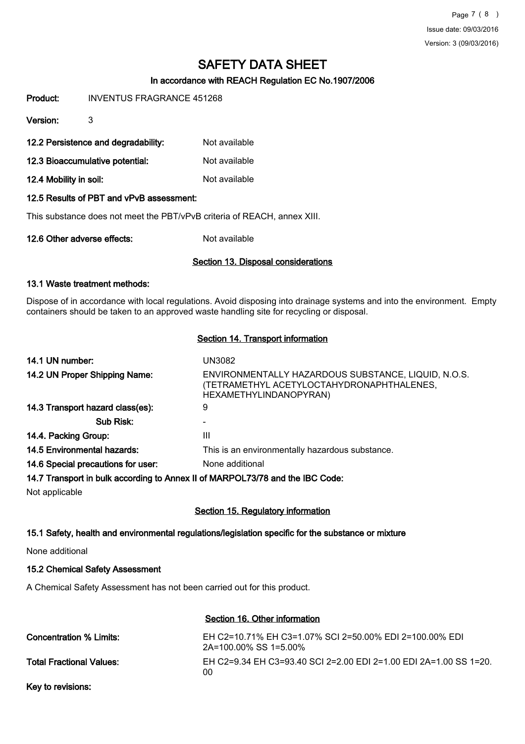# SAFETY DATA SHEET

### In accordance with REACH Regulation EC No.1907/2006

**Product:** INVENTUS FRAGRANCE 451268

**Version:** 3

**12.2 Persistence and degradability:** Not available

**12.3 Bioaccumulative potential:** Not available

**12.4 Mobility in soil:** Not available

**12.5 Results of PBT and vPvB assessment:**

This substance does not meet the PBT/vPvB criteria of REACH, annex XIII.

**12.6 Other adverse effects:** Not available

## Section 13. Disposal considerations

**13.1 Waste treatment methods:**

Dispose of in accordance with local regulations. Avoid disposing into drainage systems and into the environment. Empty containers should be taken to an approved waste handling site for recycling or disposal.

## Section 14. Transport information

| | |
|---|---|
| **14.1 UN number:** | UN3082 |
| **14.2 UN Proper Shipping Name:** | ENVIRONMENTALLY HAZARDOUS SUBSTANCE, LIQUID, N.O.S. (TETRAMETHYL ACETYLOCTAHYDRONAPHTHALENES, HEXAMETHYLINDANOPYRAN) |
| **14.3 Transport hazard class(es):** | 9 |
| **Sub Risk:** | - |
| **14.4. Packing Group:** | III |
| **14.5 Environmental hazards:** | This is an environmentally hazardous substance. |
| **14.6 Special precautions for user:** | None additional |

**14.7 Transport in bulk according to Annex II of MARPOL73/78 and the IBC Code:**

Not applicable

## Section 15. Regulatory information

**15.1 Safety, health and environmental regulations/legislation specific for the substance or mixture**

None additional

**15.2 Chemical Safety Assessment**

A Chemical Safety Assessment has not been carried out for this product.

## Section 16. Other information

| | |
|---|---|
| **Concentration % Limits:** | EH C2=10.71% EH C3=1.07% SCI 2=50.00% EDI 2=100.00% EDI 2A=100.00% SS 1=5.00% |
| **Total Fractional Values:** | EH C2=9.34 EH C3=93.40 SCI 2=2.00 EDI 2=1.00 EDI 2A=1.00 SS 1=20.00 |

**Key to revisions:**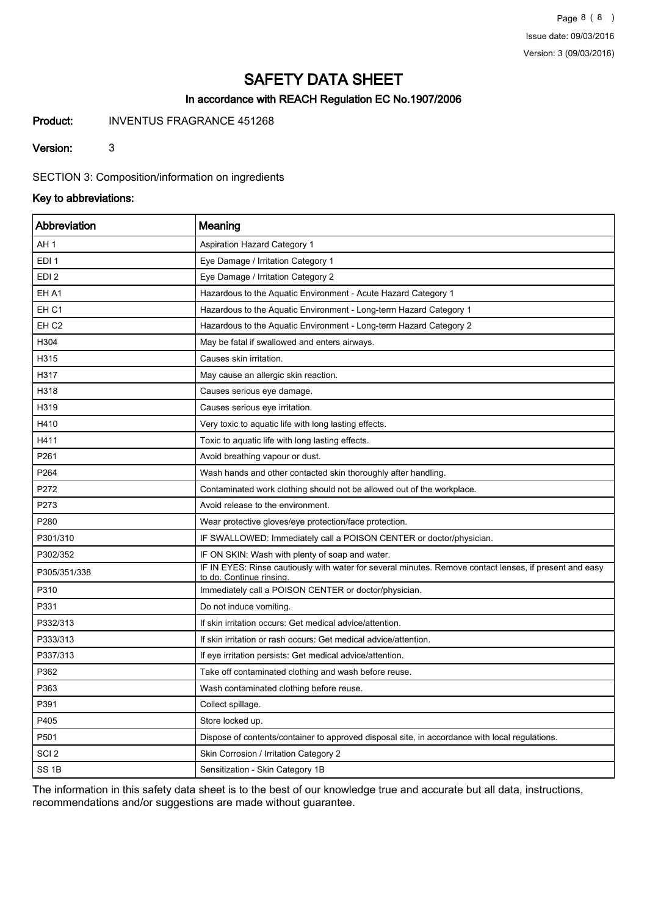# SAFETY DATA SHEET

## In accordance with REACH Regulation EC No.1907/2006

**Product:** INVENTUS FRAGRANCE 451268

**Version:** 3

SECTION 3: Composition/information on ingredients

### Key to abbreviations:

| Abbreviation | Meaning |
|---|---|
| AH 1 | Aspiration Hazard Category 1 |
| EDI 1 | Eye Damage / Irritation Category 1 |
| EDI 2 | Eye Damage / Irritation Category 2 |
| EH A1 | Hazardous to the Aquatic Environment - Acute Hazard Category 1 |
| EH C1 | Hazardous to the Aquatic Environment - Long-term Hazard Category 1 |
| EH C2 | Hazardous to the Aquatic Environment - Long-term Hazard Category 2 |
| H304 | May be fatal if swallowed and enters airways. |
| H315 | Causes skin irritation. |
| H317 | May cause an allergic skin reaction. |
| H318 | Causes serious eye damage. |
| H319 | Causes serious eye irritation. |
| H410 | Very toxic to aquatic life with long lasting effects. |
| H411 | Toxic to aquatic life with long lasting effects. |
| P261 | Avoid breathing vapour or dust. |
| P264 | Wash hands and other contacted skin thoroughly after handling. |
| P272 | Contaminated work clothing should not be allowed out of the workplace. |
| P273 | Avoid release to the environment. |
| P280 | Wear protective gloves/eye protection/face protection. |
| P301/310 | IF SWALLOWED: Immediately call a POISON CENTER or doctor/physician. |
| P302/352 | IF ON SKIN: Wash with plenty of soap and water. |
| P305/351/338 | IF IN EYES: Rinse cautiously with water for several minutes. Remove contact lenses, if present and easy to do. Continue rinsing. |
| P310 | Immediately call a POISON CENTER or doctor/physician. |
| P331 | Do not induce vomiting. |
| P332/313 | If skin irritation occurs: Get medical advice/attention. |
| P333/313 | If skin irritation or rash occurs: Get medical advice/attention. |
| P337/313 | If eye irritation persists: Get medical advice/attention. |
| P362 | Take off contaminated clothing and wash before reuse. |
| P363 | Wash contaminated clothing before reuse. |
| P391 | Collect spillage. |
| P405 | Store locked up. |
| P501 | Dispose of contents/container to approved disposal site, in accordance with local regulations. |
| SCI 2 | Skin Corrosion / Irritation Category 2 |
| SS 1B | Sensitization - Skin Category 1B |

The information in this safety data sheet is to the best of our knowledge true and accurate but all data, instructions, recommendations and/or suggestions are made without guarantee.